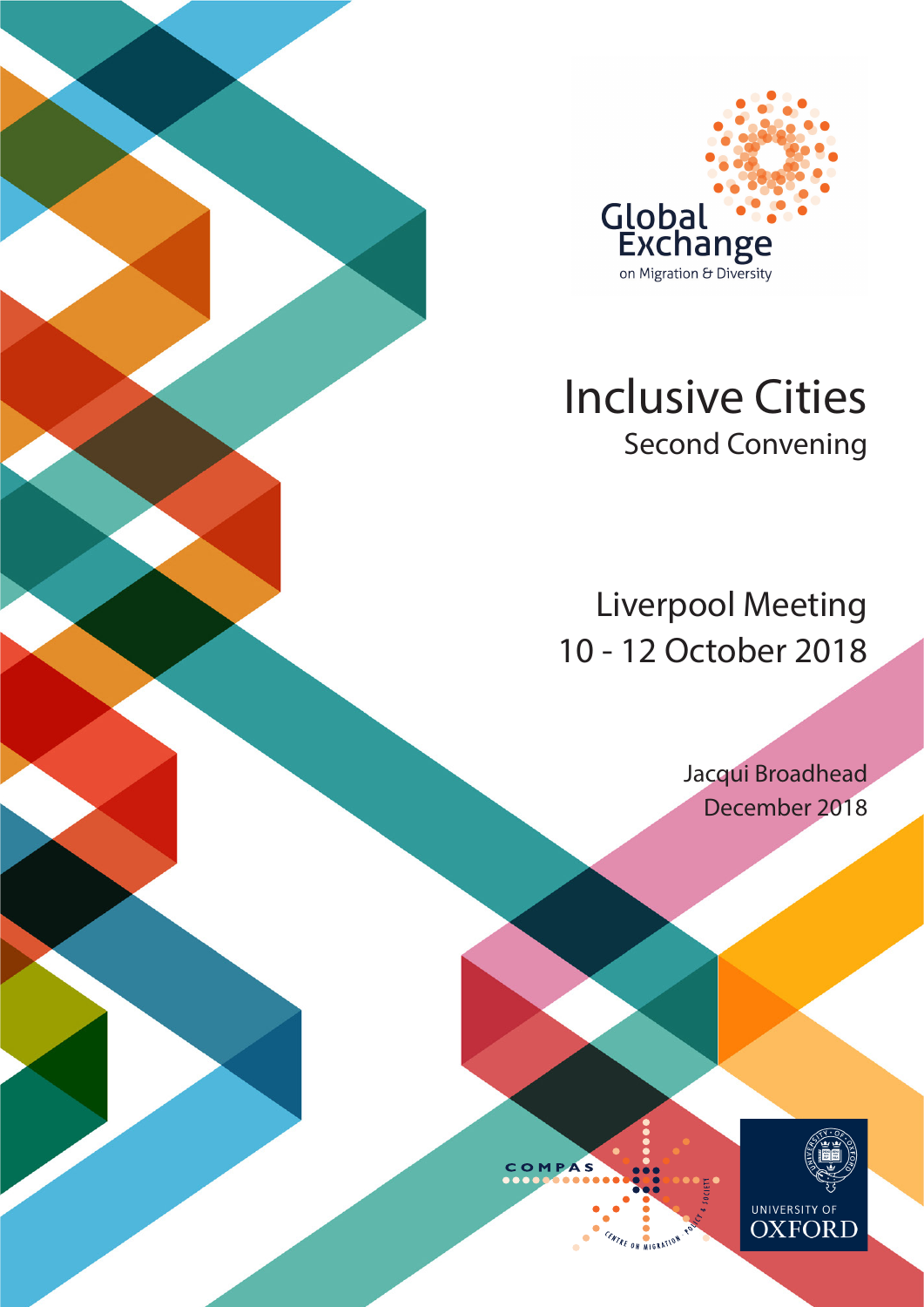Global Exchange on Migration & Diversity

# Inclusive Cities

## Second Convening

Liverpool Meeting
10 - 12 October 2018

Jacqui Broadhead
December 2018

COMPAS Centre on Migration, Policy & Society

University of Oxford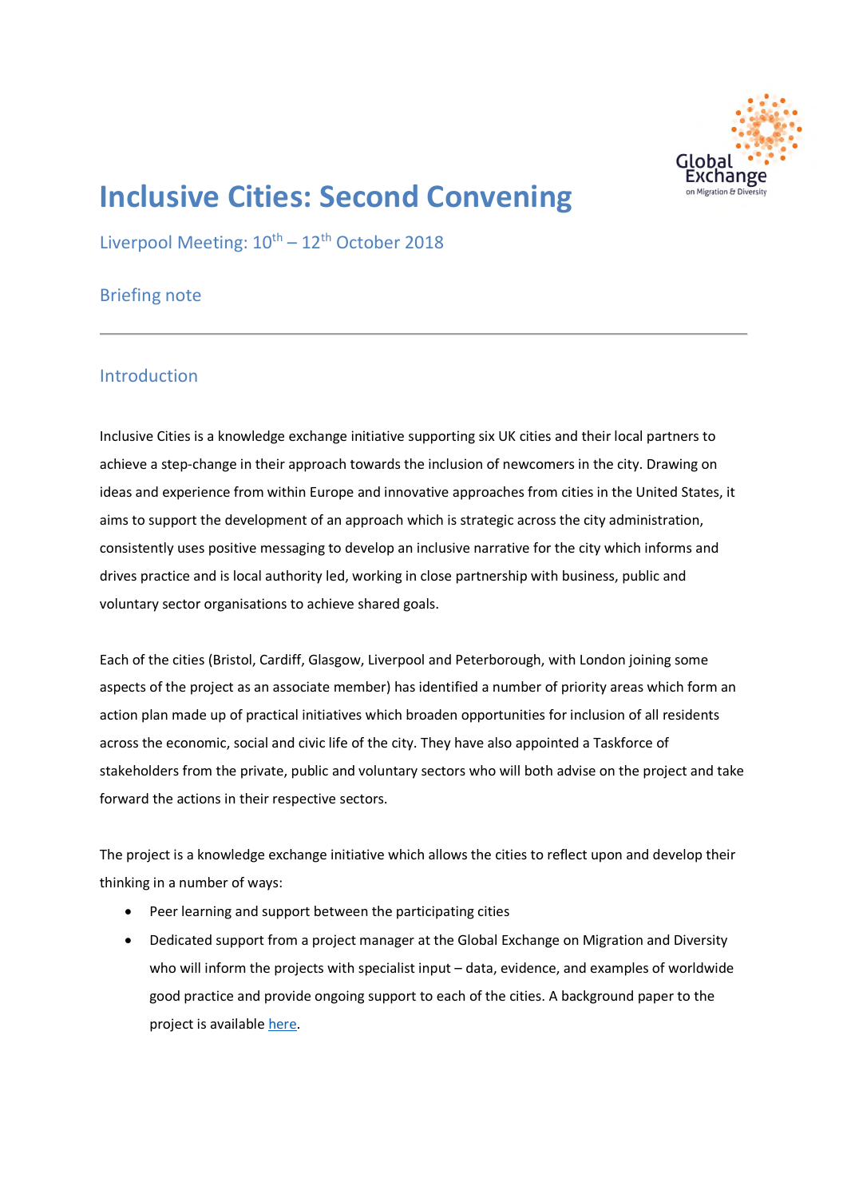# Inclusive Cities: Second Convening

## Liverpool Meeting: 10th – 12th October 2018

## Briefing note

---

## Introduction

Inclusive Cities is a knowledge exchange initiative supporting six UK cities and their local partners to achieve a step-change in their approach towards the inclusion of newcomers in the city. Drawing on ideas and experience from within Europe and innovative approaches from cities in the United States, it aims to support the development of an approach which is strategic across the city administration, consistently uses positive messaging to develop an inclusive narrative for the city which informs and drives practice and is local authority led, working in close partnership with business, public and voluntary sector organisations to achieve shared goals.

Each of the cities (Bristol, Cardiff, Glasgow, Liverpool and Peterborough, with London joining some aspects of the project as an associate member) has identified a number of priority areas which form an action plan made up of practical initiatives which broaden opportunities for inclusion of all residents across the economic, social and civic life of the city. They have also appointed a Taskforce of stakeholders from the private, public and voluntary sectors who will both advise on the project and take forward the actions in their respective sectors.

The project is a knowledge exchange initiative which allows the cities to reflect upon and develop their thinking in a number of ways:

- Peer learning and support between the participating cities
- Dedicated support from a project manager at the Global Exchange on Migration and Diversity who will inform the projects with specialist input – data, evidence, and examples of worldwide good practice and provide ongoing support to each of the cities. A background paper to the project is available here.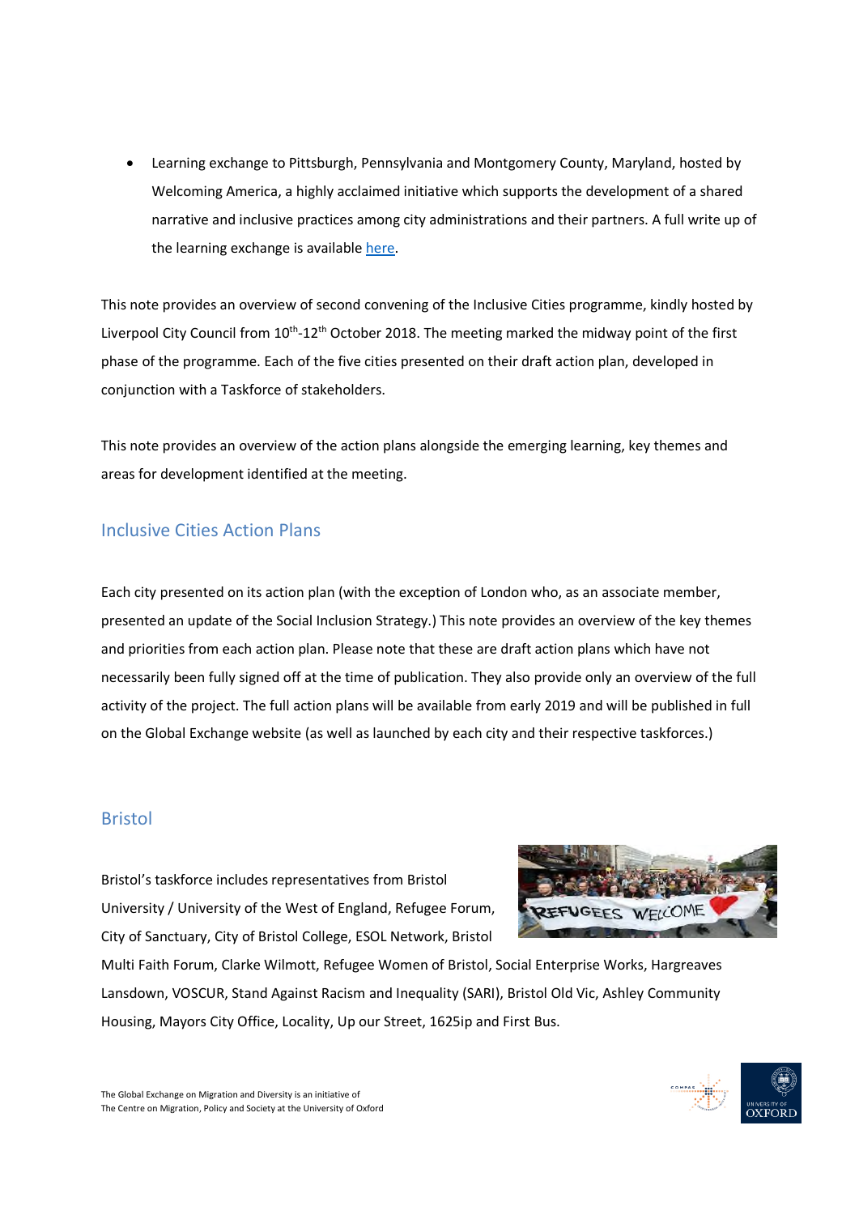- Learning exchange to Pittsburgh, Pennsylvania and Montgomery County, Maryland, hosted by Welcoming America, a highly acclaimed initiative which supports the development of a shared narrative and inclusive practices among city administrations and their partners. A full write up of the learning exchange is available here.

This note provides an overview of second convening of the Inclusive Cities programme, kindly hosted by Liverpool City Council from 10th-12th October 2018. The meeting marked the midway point of the first phase of the programme. Each of the five cities presented on their draft action plan, developed in conjunction with a Taskforce of stakeholders.

This note provides an overview of the action plans alongside the emerging learning, key themes and areas for development identified at the meeting.

## Inclusive Cities Action Plans

Each city presented on its action plan (with the exception of London who, as an associate member, presented an update of the Social Inclusion Strategy.) This note provides an overview of the key themes and priorities from each action plan. Please note that these are draft action plans which have not necessarily been fully signed off at the time of publication. They also provide only an overview of the full activity of the project. The full action plans will be available from early 2019 and will be published in full on the Global Exchange website (as well as launched by each city and their respective taskforces.)

## Bristol

Bristol's taskforce includes representatives from Bristol University / University of the West of England, Refugee Forum, City of Sanctuary, City of Bristol College, ESOL Network, Bristol Multi Faith Forum, Clarke Wilmott, Refugee Women of Bristol, Social Enterprise Works, Hargreaves Lansdown, VOSCUR, Stand Against Racism and Inequality (SARI), Bristol Old Vic, Ashley Community Housing, Mayors City Office, Locality, Up our Street, 1625ip and First Bus.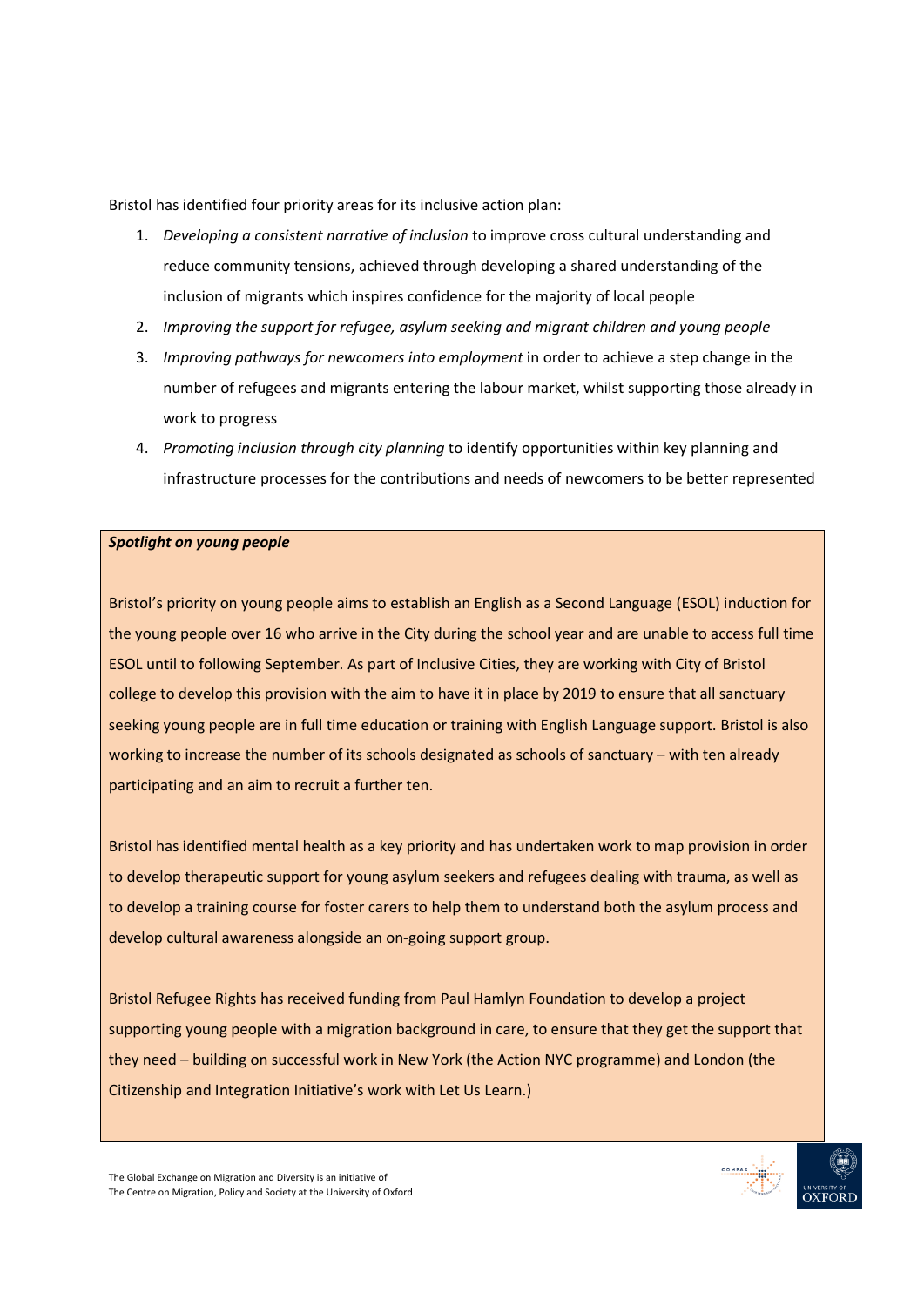Bristol has identified four priority areas for its inclusive action plan:

1. *Developing a consistent narrative of inclusion* to improve cross cultural understanding and reduce community tensions, achieved through developing a shared understanding of the inclusion of migrants which inspires confidence for the majority of local people
2. *Improving the support for refugee, asylum seeking and migrant children and young people*
3. *Improving pathways for newcomers into employment* in order to achieve a step change in the number of refugees and migrants entering the labour market, whilst supporting those already in work to progress
4. *Promoting inclusion through city planning* to identify opportunities within key planning and infrastructure processes for the contributions and needs of newcomers to be better represented

***Spotlight on young people***

Bristol's priority on young people aims to establish an English as a Second Language (ESOL) induction for the young people over 16 who arrive in the City during the school year and are unable to access full time ESOL until to following September. As part of Inclusive Cities, they are working with City of Bristol college to develop this provision with the aim to have it in place by 2019 to ensure that all sanctuary seeking young people are in full time education or training with English Language support. Bristol is also working to increase the number of its schools designated as schools of sanctuary – with ten already participating and an aim to recruit a further ten.

Bristol has identified mental health as a key priority and has undertaken work to map provision in order to develop therapeutic support for young asylum seekers and refugees dealing with trauma, as well as to develop a training course for foster carers to help them to understand both the asylum process and develop cultural awareness alongside an on-going support group.

Bristol Refugee Rights has received funding from Paul Hamlyn Foundation to develop a project supporting young people with a migration background in care, to ensure that they get the support that they need – building on successful work in New York (the Action NYC programme) and London (the Citizenship and Integration Initiative's work with Let Us Learn.)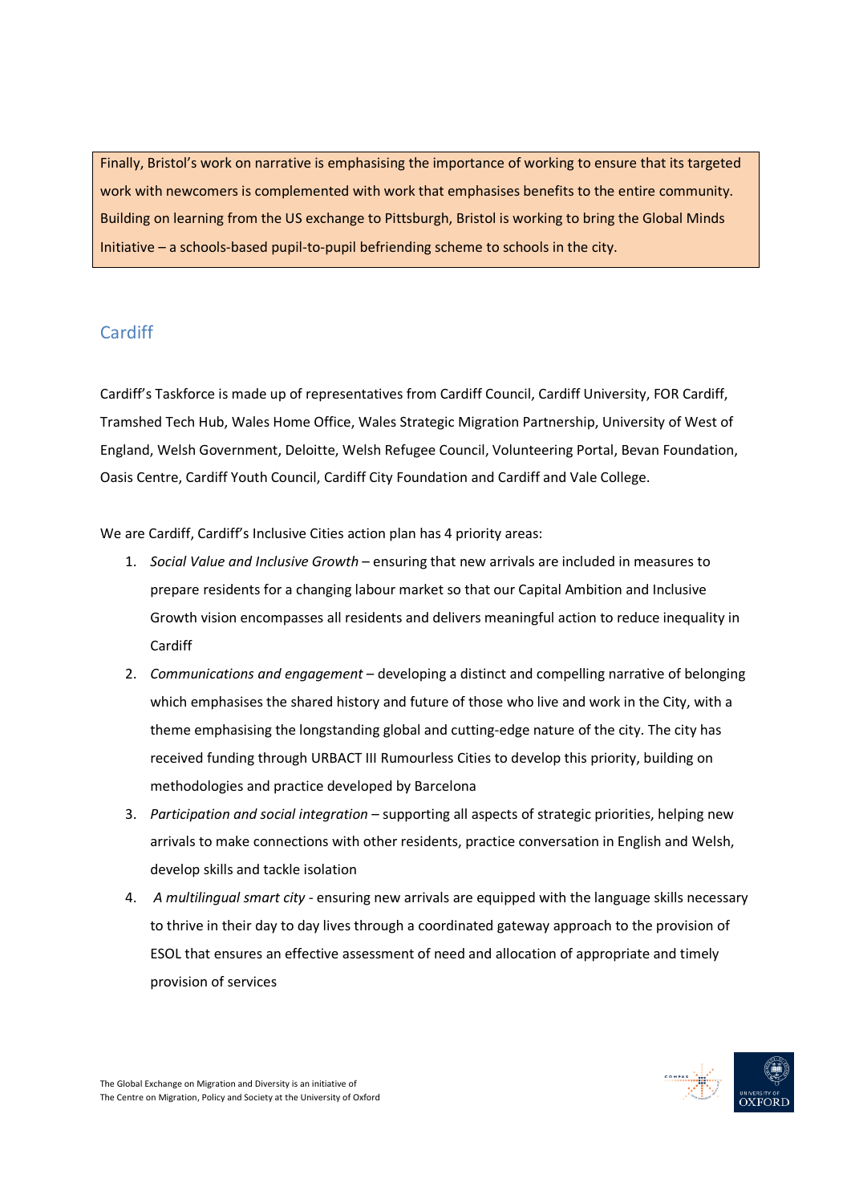Finally, Bristol's work on narrative is emphasising the importance of working to ensure that its targeted work with newcomers is complemented with work that emphasises benefits to the entire community. Building on learning from the US exchange to Pittsburgh, Bristol is working to bring the Global Minds Initiative – a schools-based pupil-to-pupil befriending scheme to schools in the city.

## Cardiff

Cardiff's Taskforce is made up of representatives from Cardiff Council, Cardiff University, FOR Cardiff, Tramshed Tech Hub, Wales Home Office, Wales Strategic Migration Partnership, University of West of England, Welsh Government, Deloitte, Welsh Refugee Council, Volunteering Portal, Bevan Foundation, Oasis Centre, Cardiff Youth Council, Cardiff City Foundation and Cardiff and Vale College.

We are Cardiff, Cardiff's Inclusive Cities action plan has 4 priority areas:

1. *Social Value and Inclusive Growth* – ensuring that new arrivals are included in measures to prepare residents for a changing labour market so that our Capital Ambition and Inclusive Growth vision encompasses all residents and delivers meaningful action to reduce inequality in Cardiff
2. *Communications and engagement* – developing a distinct and compelling narrative of belonging which emphasises the shared history and future of those who live and work in the City, with a theme emphasising the longstanding global and cutting-edge nature of the city. The city has received funding through URBACT III Rumourless Cities to develop this priority, building on methodologies and practice developed by Barcelona
3. *Participation and social integration* – supporting all aspects of strategic priorities, helping new arrivals to make connections with other residents, practice conversation in English and Welsh, develop skills and tackle isolation
4. *A multilingual smart city* - ensuring new arrivals are equipped with the language skills necessary to thrive in their day to day lives through a coordinated gateway approach to the provision of ESOL that ensures an effective assessment of need and allocation of appropriate and timely provision of services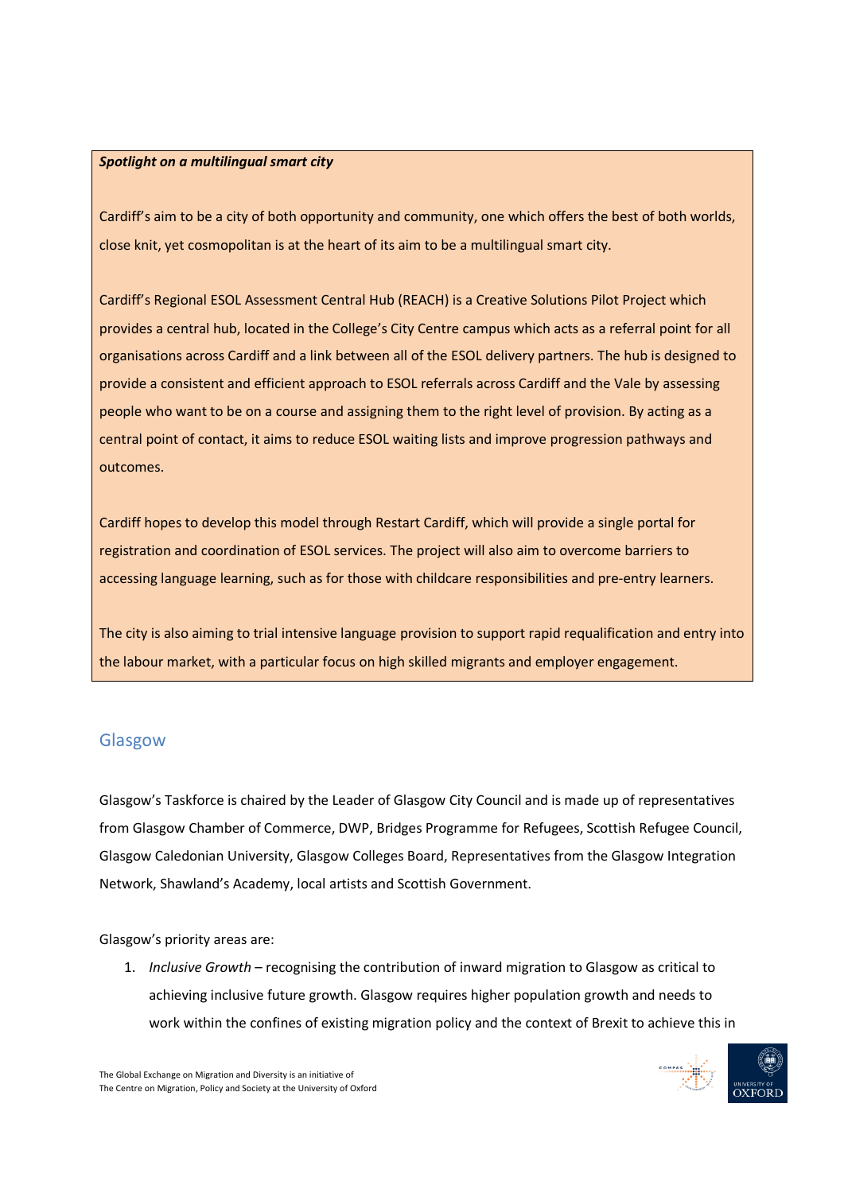***Spotlight on a multilingual smart city***

Cardiff's aim to be a city of both opportunity and community, one which offers the best of both worlds, close knit, yet cosmopolitan is at the heart of its aim to be a multilingual smart city.

Cardiff's Regional ESOL Assessment Central Hub (REACH) is a Creative Solutions Pilot Project which provides a central hub, located in the College's City Centre campus which acts as a referral point for all organisations across Cardiff and a link between all of the ESOL delivery partners. The hub is designed to provide a consistent and efficient approach to ESOL referrals across Cardiff and the Vale by assessing people who want to be on a course and assigning them to the right level of provision. By acting as a central point of contact, it aims to reduce ESOL waiting lists and improve progression pathways and outcomes.

Cardiff hopes to develop this model through Restart Cardiff, which will provide a single portal for registration and coordination of ESOL services. The project will also aim to overcome barriers to accessing language learning, such as for those with childcare responsibilities and pre-entry learners.

The city is also aiming to trial intensive language provision to support rapid requalification and entry into the labour market, with a particular focus on high skilled migrants and employer engagement.

## Glasgow

Glasgow's Taskforce is chaired by the Leader of Glasgow City Council and is made up of representatives from Glasgow Chamber of Commerce, DWP, Bridges Programme for Refugees, Scottish Refugee Council, Glasgow Caledonian University, Glasgow Colleges Board, Representatives from the Glasgow Integration Network, Shawland's Academy, local artists and Scottish Government.

Glasgow's priority areas are:

1. *Inclusive Growth* – recognising the contribution of inward migration to Glasgow as critical to achieving inclusive future growth. Glasgow requires higher population growth and needs to work within the confines of existing migration policy and the context of Brexit to achieve this in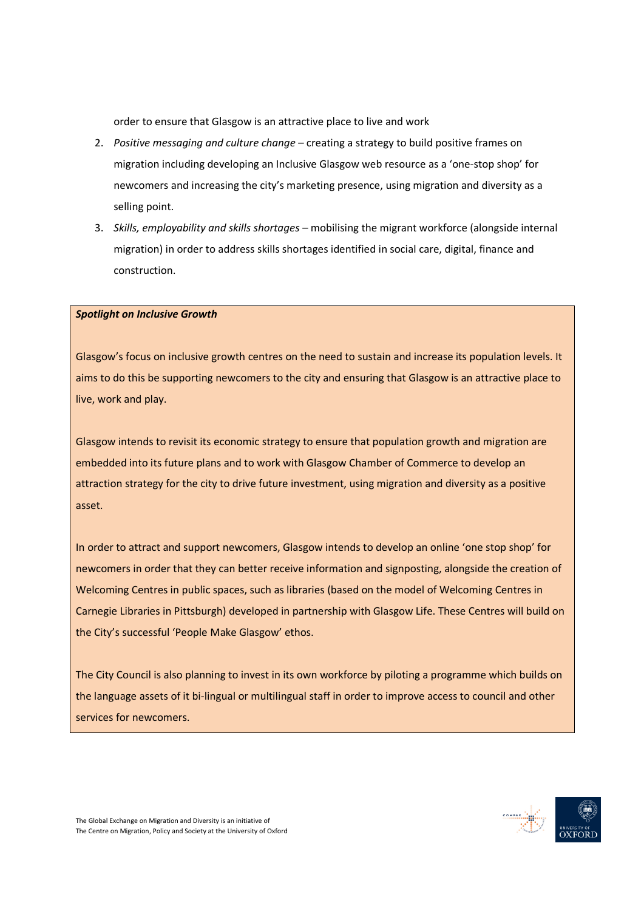order to ensure that Glasgow is an attractive place to live and work

2. *Positive messaging and culture change* – creating a strategy to build positive frames on migration including developing an Inclusive Glasgow web resource as a 'one-stop shop' for newcomers and increasing the city's marketing presence, using migration and diversity as a selling point.
3. *Skills, employability and skills shortages* – mobilising the migrant workforce (alongside internal migration) in order to address skills shortages identified in social care, digital, finance and construction.

***Spotlight on Inclusive Growth***

Glasgow's focus on inclusive growth centres on the need to sustain and increase its population levels. It aims to do this be supporting newcomers to the city and ensuring that Glasgow is an attractive place to live, work and play.

Glasgow intends to revisit its economic strategy to ensure that population growth and migration are embedded into its future plans and to work with Glasgow Chamber of Commerce to develop an attraction strategy for the city to drive future investment, using migration and diversity as a positive asset.

In order to attract and support newcomers, Glasgow intends to develop an online 'one stop shop' for newcomers in order that they can better receive information and signposting, alongside the creation of Welcoming Centres in public spaces, such as libraries (based on the model of Welcoming Centres in Carnegie Libraries in Pittsburgh) developed in partnership with Glasgow Life. These Centres will build on the City's successful 'People Make Glasgow' ethos.

The City Council is also planning to invest in its own workforce by piloting a programme which builds on the language assets of it bi-lingual or multilingual staff in order to improve access to council and other services for newcomers.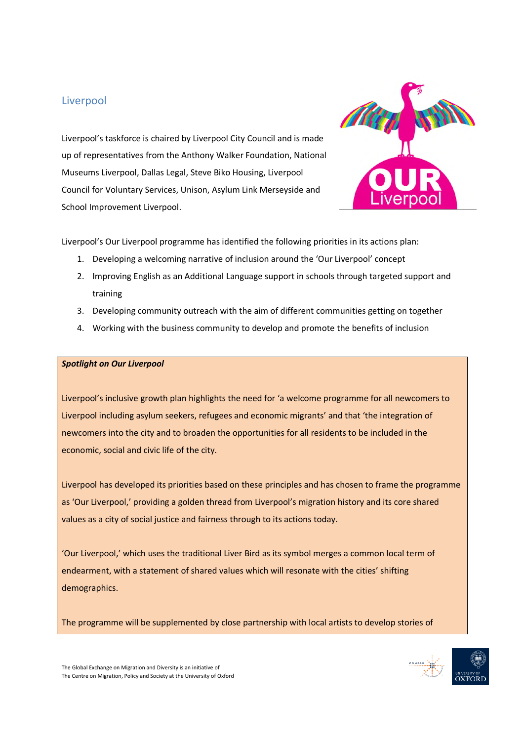## Liverpool

Liverpool's taskforce is chaired by Liverpool City Council and is made up of representatives from the Anthony Walker Foundation, National Museums Liverpool, Dallas Legal, Steve Biko Housing, Liverpool Council for Voluntary Services, Unison, Asylum Link Merseyside and School Improvement Liverpool.

Liverpool's Our Liverpool programme has identified the following priorities in its actions plan:

1. Developing a welcoming narrative of inclusion around the 'Our Liverpool' concept
2. Improving English as an Additional Language support in schools through targeted support and training
3. Developing community outreach with the aim of different communities getting on together
4. Working with the business community to develop and promote the benefits of inclusion

***Spotlight on Our Liverpool***

Liverpool's inclusive growth plan highlights the need for 'a welcome programme for all newcomers to Liverpool including asylum seekers, refugees and economic migrants' and that 'the integration of newcomers into the city and to broaden the opportunities for all residents to be included in the economic, social and civic life of the city.

Liverpool has developed its priorities based on these principles and has chosen to frame the programme as 'Our Liverpool,' providing a golden thread from Liverpool's migration history and its core shared values as a city of social justice and fairness through to its actions today.

'Our Liverpool,' which uses the traditional Liver Bird as its symbol merges a common local term of endearment, with a statement of shared values which will resonate with the cities' shifting demographics.

The programme will be supplemented by close partnership with local artists to develop stories of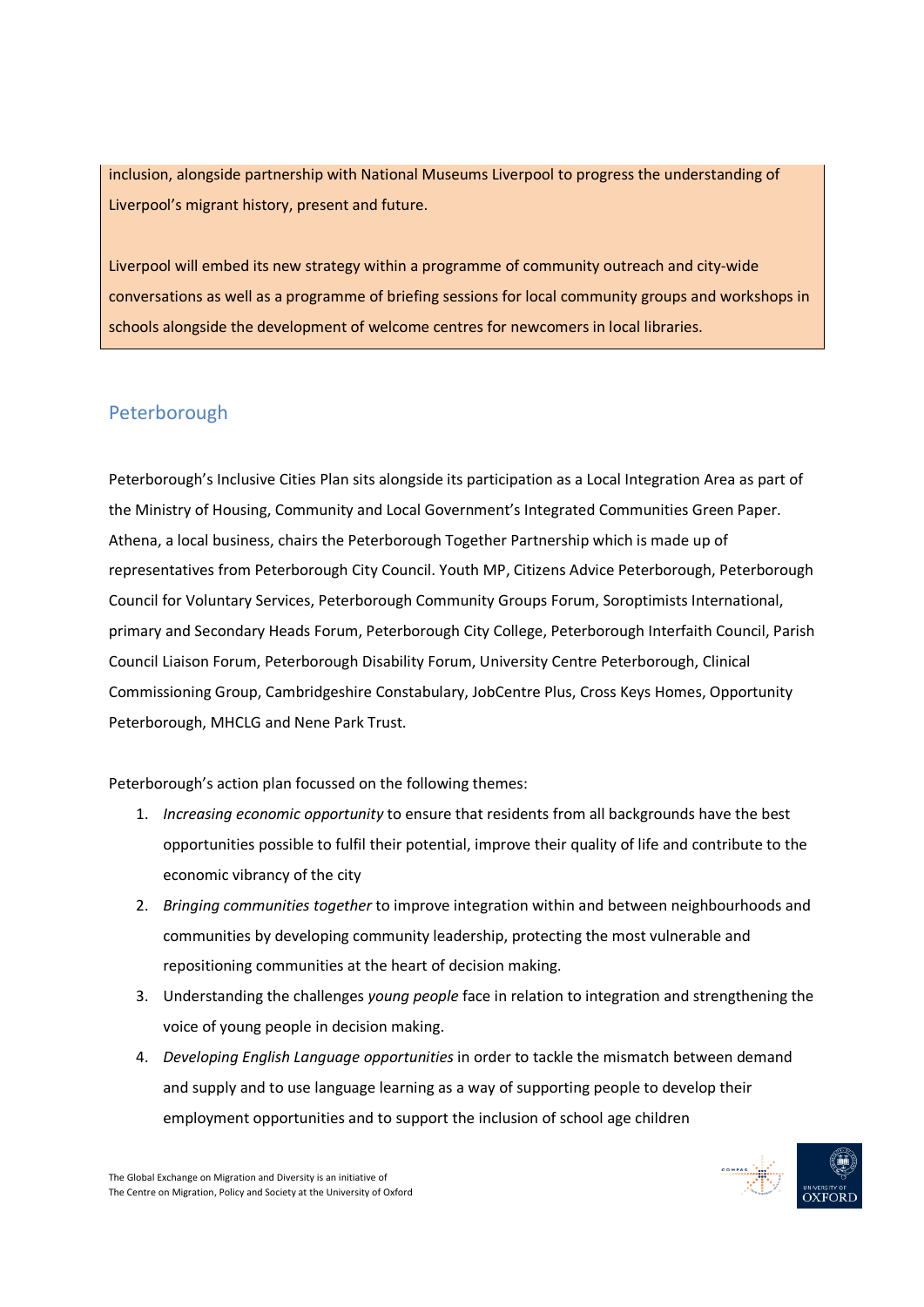inclusion, alongside partnership with National Museums Liverpool to progress the understanding of Liverpool's migrant history, present and future.

Liverpool will embed its new strategy within a programme of community outreach and city-wide conversations as well as a programme of briefing sessions for local community groups and workshops in schools alongside the development of welcome centres for newcomers in local libraries.

## Peterborough

Peterborough's Inclusive Cities Plan sits alongside its participation as a Local Integration Area as part of the Ministry of Housing, Community and Local Government's Integrated Communities Green Paper. Athena, a local business, chairs the Peterborough Together Partnership which is made up of representatives from Peterborough City Council. Youth MP, Citizens Advice Peterborough, Peterborough Council for Voluntary Services, Peterborough Community Groups Forum, Soroptimists International, primary and Secondary Heads Forum, Peterborough City College, Peterborough Interfaith Council, Parish Council Liaison Forum, Peterborough Disability Forum, University Centre Peterborough, Clinical Commissioning Group, Cambridgeshire Constabulary, JobCentre Plus, Cross Keys Homes, Opportunity Peterborough, MHCLG and Nene Park Trust.

Peterborough's action plan focussed on the following themes:

1. *Increasing economic opportunity* to ensure that residents from all backgrounds have the best opportunities possible to fulfil their potential, improve their quality of life and contribute to the economic vibrancy of the city
2. *Bringing communities together* to improve integration within and between neighbourhoods and communities by developing community leadership, protecting the most vulnerable and repositioning communities at the heart of decision making.
3. Understanding the challenges *young people* face in relation to integration and strengthening the voice of young people in decision making.
4. *Developing English Language opportunities* in order to tackle the mismatch between demand and supply and to use language learning as a way of supporting people to develop their employment opportunities and to support the inclusion of school age children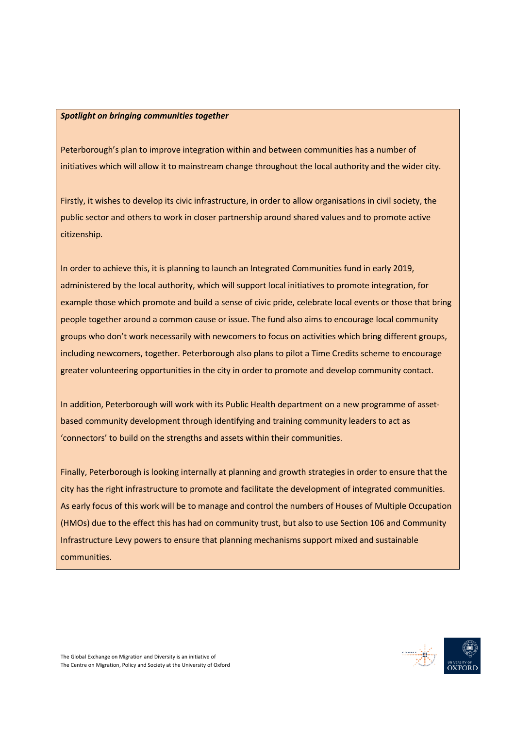***Spotlight on bringing communities together***

Peterborough's plan to improve integration within and between communities has a number of initiatives which will allow it to mainstream change throughout the local authority and the wider city.

Firstly, it wishes to develop its civic infrastructure, in order to allow organisations in civil society, the public sector and others to work in closer partnership around shared values and to promote active citizenship.

In order to achieve this, it is planning to launch an Integrated Communities fund in early 2019, administered by the local authority, which will support local initiatives to promote integration, for example those which promote and build a sense of civic pride, celebrate local events or those that bring people together around a common cause or issue. The fund also aims to encourage local community groups who don't work necessarily with newcomers to focus on activities which bring different groups, including newcomers, together. Peterborough also plans to pilot a Time Credits scheme to encourage greater volunteering opportunities in the city in order to promote and develop community contact.

In addition, Peterborough will work with its Public Health department on a new programme of asset-based community development through identifying and training community leaders to act as 'connectors' to build on the strengths and assets within their communities.

Finally, Peterborough is looking internally at planning and growth strategies in order to ensure that the city has the right infrastructure to promote and facilitate the development of integrated communities. As early focus of this work will be to manage and control the numbers of Houses of Multiple Occupation (HMOs) due to the effect this has had on community trust, but also to use Section 106 and Community Infrastructure Levy powers to ensure that planning mechanisms support mixed and sustainable communities.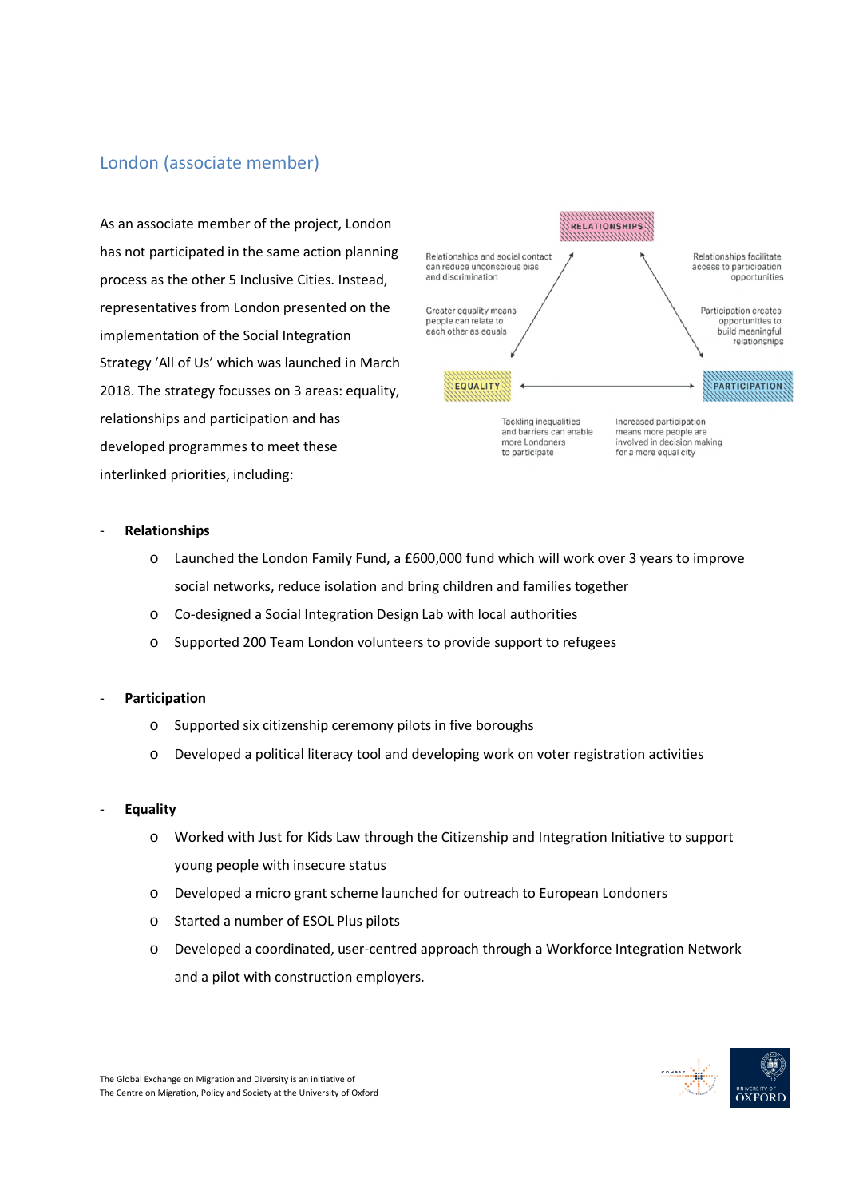## London (associate member)

As an associate member of the project, London has not participated in the same action planning process as the other 5 Inclusive Cities. Instead, representatives from London presented on the implementation of the Social Integration Strategy 'All of Us' which was launched in March 2018. The strategy focusses on 3 areas: equality, relationships and participation and has developed programmes to meet these interlinked priorities, including:

RELATIONSHIPS

Relationships and social contact can reduce unconscious bias and discrimination

Greater equality means people can relate to each other as equals

Relationships facilitate access to participation opportunities

Participation creates opportunities to build meaningful relationships

EQUALITY

PARTICIPATION

Tackling inequalities and barriers can enable more Londoners to participate

Increased participation means more people are involved in decision making for a more equal city

- **Relationships**
  - Launched the London Family Fund, a £600,000 fund which will work over 3 years to improve social networks, reduce isolation and bring children and families together
  - Co-designed a Social Integration Design Lab with local authorities
  - Supported 200 Team London volunteers to provide support to refugees

- **Participation**
  - Supported six citizenship ceremony pilots in five boroughs
  - Developed a political literacy tool and developing work on voter registration activities

- **Equality**
  - Worked with Just for Kids Law through the Citizenship and Integration Initiative to support young people with insecure status
  - Developed a micro grant scheme launched for outreach to European Londoners
  - Started a number of ESOL Plus pilots
  - Developed a coordinated, user-centred approach through a Workforce Integration Network and a pilot with construction employers.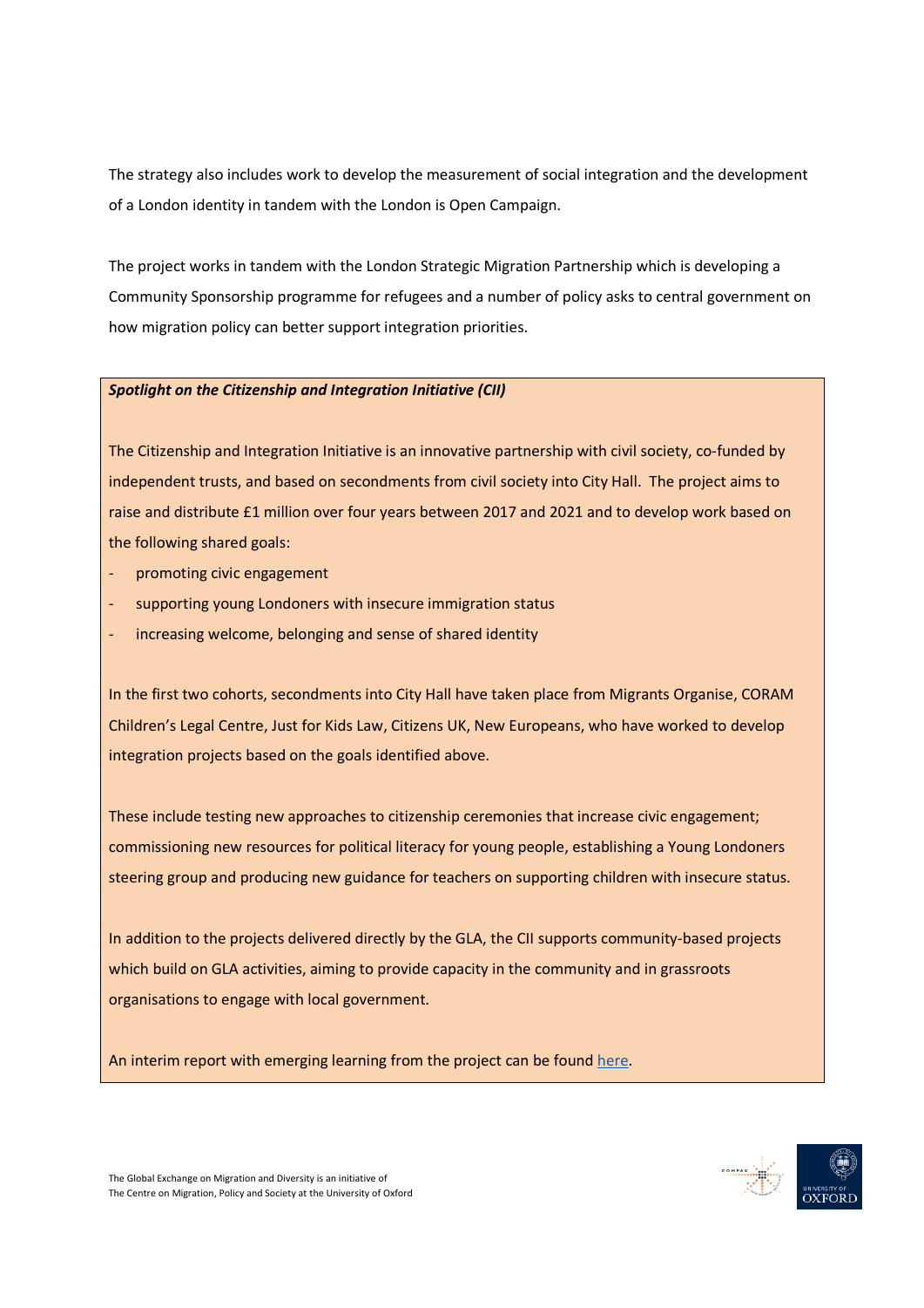The strategy also includes work to develop the measurement of social integration and the development of a London identity in tandem with the London is Open Campaign.

The project works in tandem with the London Strategic Migration Partnership which is developing a Community Sponsorship programme for refugees and a number of policy asks to central government on how migration policy can better support integration priorities.

***Spotlight on the Citizenship and Integration Initiative (CII)***

The Citizenship and Integration Initiative is an innovative partnership with civil society, co-funded by independent trusts, and based on secondments from civil society into City Hall. The project aims to raise and distribute £1 million over four years between 2017 and 2021 and to develop work based on the following shared goals:

- promoting civic engagement
- supporting young Londoners with insecure immigration status
- increasing welcome, belonging and sense of shared identity

In the first two cohorts, secondments into City Hall have taken place from Migrants Organise, CORAM Children's Legal Centre, Just for Kids Law, Citizens UK, New Europeans, who have worked to develop integration projects based on the goals identified above.

These include testing new approaches to citizenship ceremonies that increase civic engagement; commissioning new resources for political literacy for young people, establishing a Young Londoners steering group and producing new guidance for teachers on supporting children with insecure status.

In addition to the projects delivered directly by the GLA, the CII supports community-based projects which build on GLA activities, aiming to provide capacity in the community and in grassroots organisations to engage with local government.

An interim report with emerging learning from the project can be found here.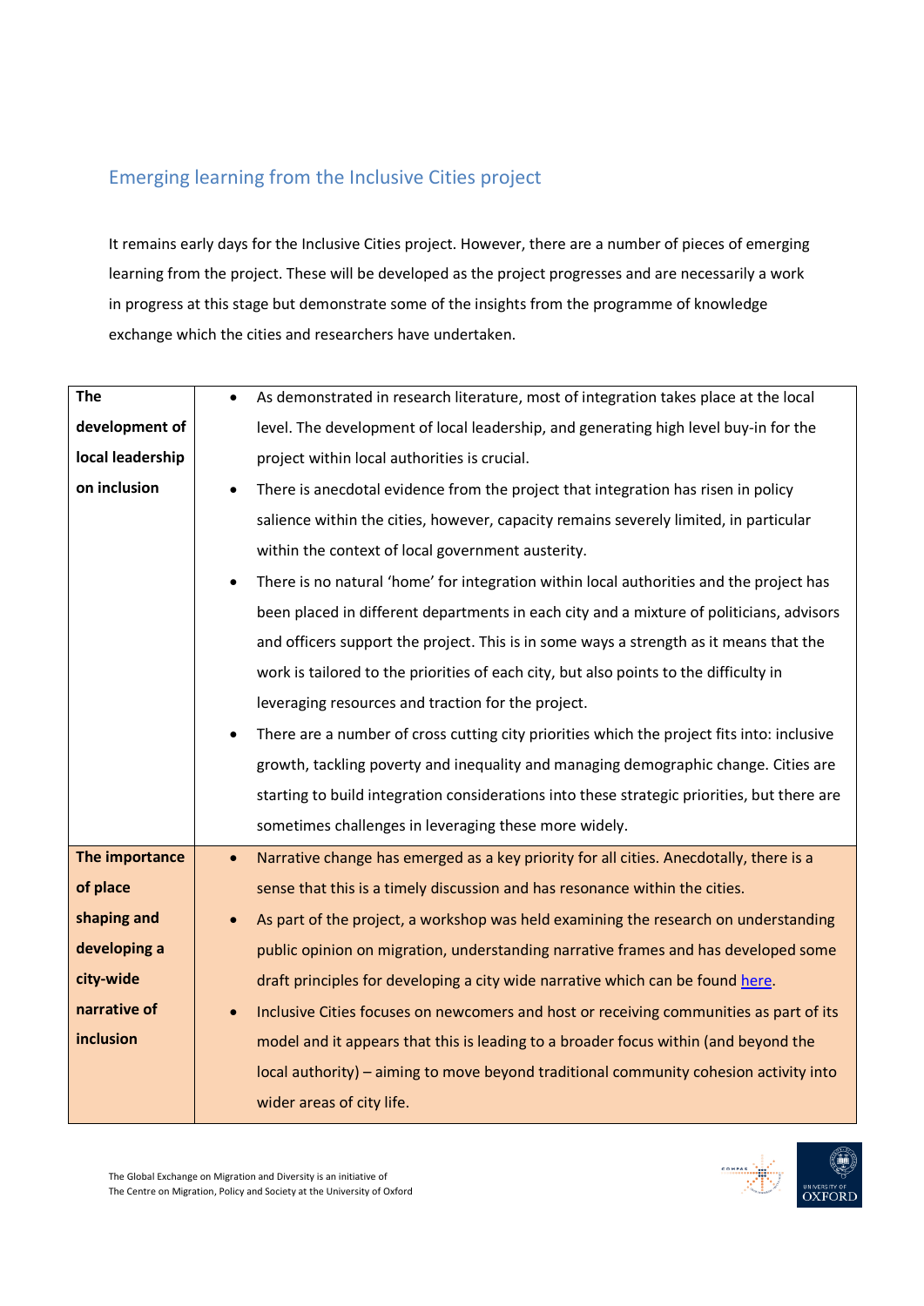## Emerging learning from the Inclusive Cities project

It remains early days for the Inclusive Cities project. However, there are a number of pieces of emerging learning from the project. These will be developed as the project progresses and are necessarily a work in progress at this stage but demonstrate some of the insights from the programme of knowledge exchange which the cities and researchers have undertaken.

| | |
|---|---|
| **The development of local leadership on inclusion** | • As demonstrated in research literature, most of integration takes place at the local level. The development of local leadership, and generating high level buy-in for the project within local authorities is crucial.<br>• There is anecdotal evidence from the project that integration has risen in policy salience within the cities, however, capacity remains severely limited, in particular within the context of local government austerity.<br>• There is no natural 'home' for integration within local authorities and the project has been placed in different departments in each city and a mixture of politicians, advisors and officers support the project. This is in some ways a strength as it means that the work is tailored to the priorities of each city, but also points to the difficulty in leveraging resources and traction for the project.<br>• There are a number of cross cutting city priorities which the project fits into: inclusive growth, tackling poverty and inequality and managing demographic change. Cities are starting to build integration considerations into these strategic priorities, but there are sometimes challenges in leveraging these more widely. |
| **The importance of place shaping and developing a city-wide narrative of inclusion** | • Narrative change has emerged as a key priority for all cities. Anecdotally, there is a sense that this is a timely discussion and has resonance within the cities.<br>• As part of the project, a workshop was held examining the research on understanding public opinion on migration, understanding narrative frames and has developed some draft principles for developing a city wide narrative which can be found here.<br>• Inclusive Cities focuses on newcomers and host or receiving communities as part of its model and it appears that this is leading to a broader focus within (and beyond the local authority) – aiming to move beyond traditional community cohesion activity into wider areas of city life. |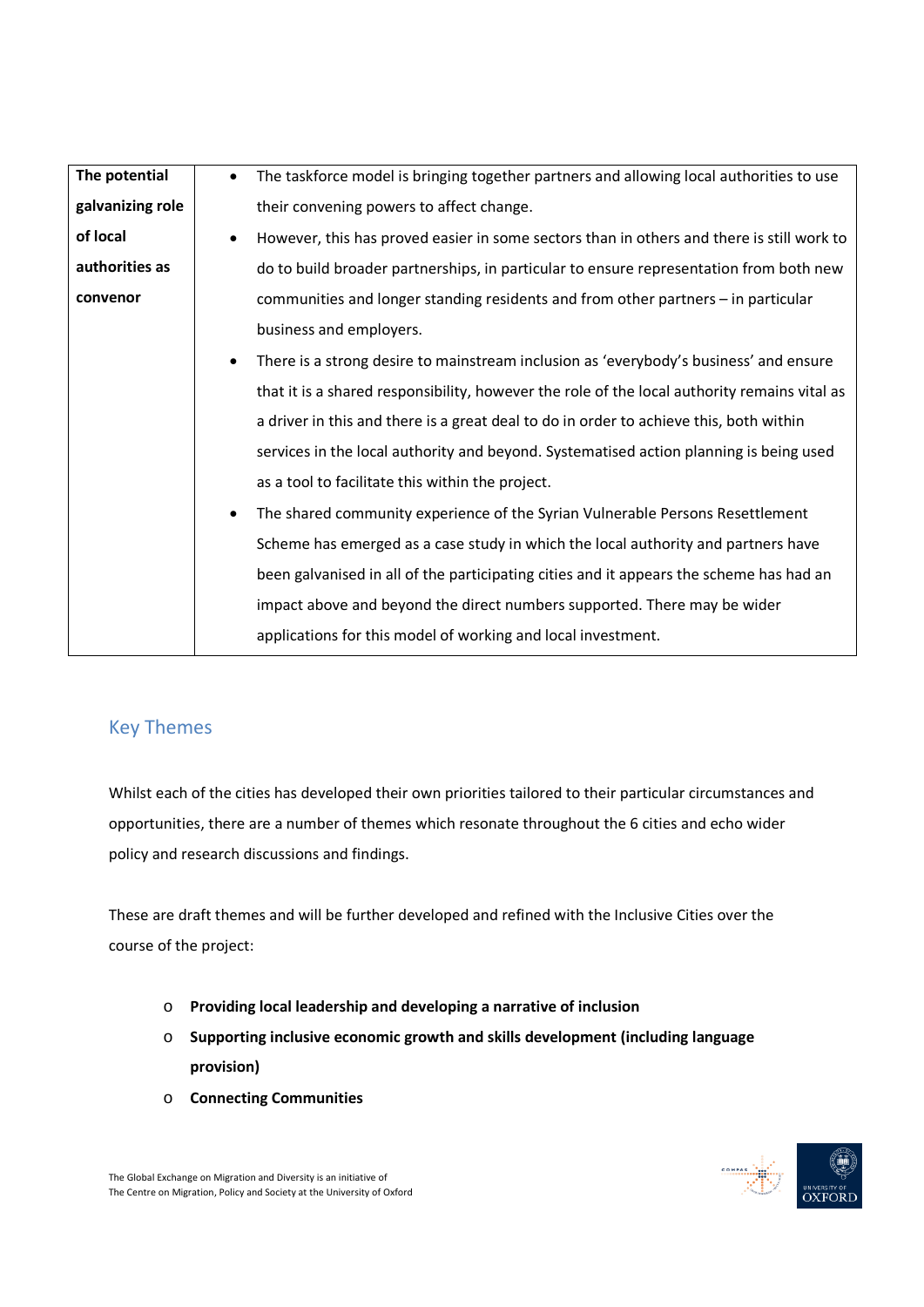| The potential galvanizing role of local authorities as convenor | • The taskforce model is bringing together partners and allowing local authorities to use their convening powers to affect change.<br>• However, this has proved easier in some sectors than in others and there is still work to do to build broader partnerships, in particular to ensure representation from both new communities and longer standing residents and from other partners – in particular business and employers.<br>• There is a strong desire to mainstream inclusion as 'everybody's business' and ensure that it is a shared responsibility, however the role of the local authority remains vital as a driver in this and there is a great deal to do in order to achieve this, both within services in the local authority and beyond. Systematised action planning is being used as a tool to facilitate this within the project.<br>• The shared community experience of the Syrian Vulnerable Persons Resettlement Scheme has emerged as a case study in which the local authority and partners have been galvanised in all of the participating cities and it appears the scheme has had an impact above and beyond the direct numbers supported. There may be wider applications for this model of working and local investment. |
|---|---|

## Key Themes

Whilst each of the cities has developed their own priorities tailored to their particular circumstances and opportunities, there are a number of themes which resonate throughout the 6 cities and echo wider policy and research discussions and findings.

These are draft themes and will be further developed and refined with the Inclusive Cities over the course of the project:

- **Providing local leadership and developing a narrative of inclusion**
- **Supporting inclusive economic growth and skills development (including language provision)**
- **Connecting Communities**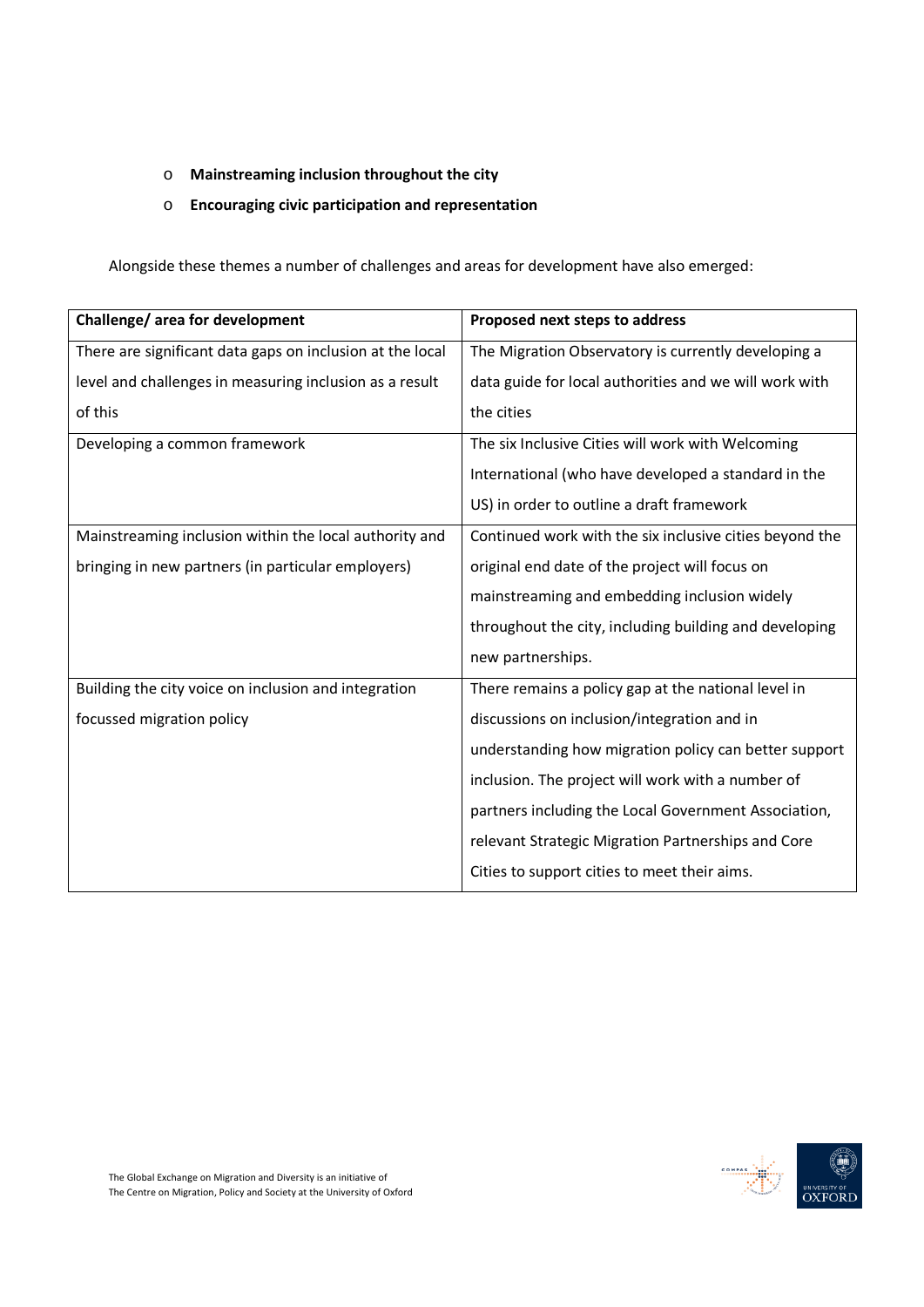- **Mainstreaming inclusion throughout the city**
- **Encouraging civic participation and representation**

Alongside these themes a number of challenges and areas for development have also emerged:

| **Challenge/ area for development** | **Proposed next steps to address** |
|---|---|
| There are significant data gaps on inclusion at the local level and challenges in measuring inclusion as a result of this | The Migration Observatory is currently developing a data guide for local authorities and we will work with the cities |
| Developing a common framework | The six Inclusive Cities will work with Welcoming International (who have developed a standard in the US) in order to outline a draft framework |
| Mainstreaming inclusion within the local authority and bringing in new partners (in particular employers) | Continued work with the six inclusive cities beyond the original end date of the project will focus on mainstreaming and embedding inclusion widely throughout the city, including building and developing new partnerships. |
| Building the city voice on inclusion and integration focussed migration policy | There remains a policy gap at the national level in discussions on inclusion/integration and in understanding how migration policy can better support inclusion. The project will work with a number of partners including the Local Government Association, relevant Strategic Migration Partnerships and Core Cities to support cities to meet their aims. |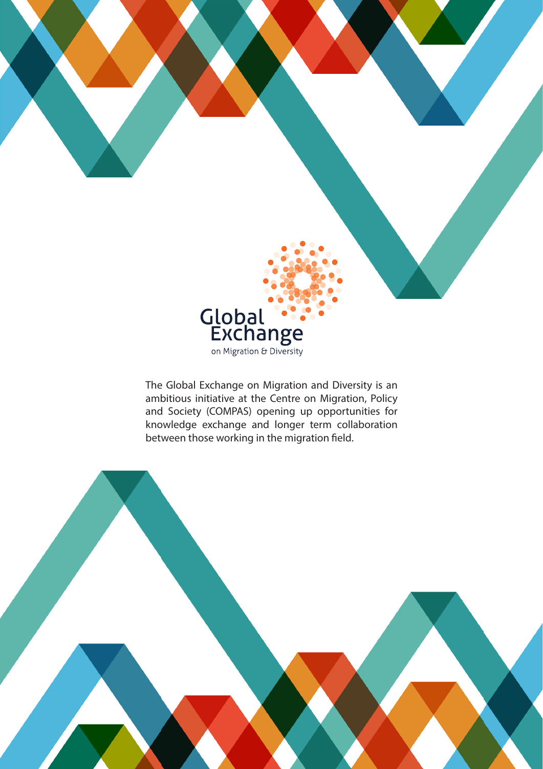Global Exchange on Migration & Diversity

The Global Exchange on Migration and Diversity is an ambitious initiative at the Centre on Migration, Policy and Society (COMPAS) opening up opportunities for knowledge exchange and longer term collaboration between those working in the migration field.